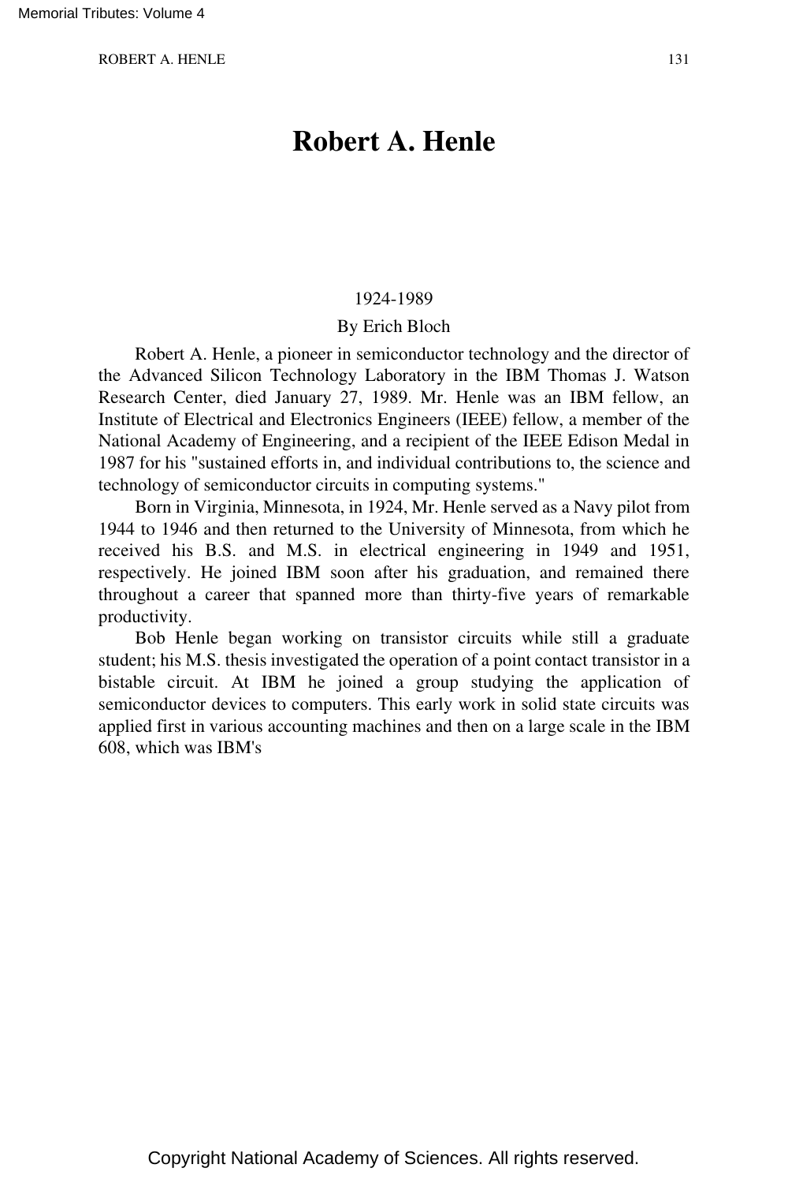# Robert A. Henle

1924-1989

By Erich Bloch

Robert A. Henle, a pioneer in semiconductor technology and the director of the Advanced Silicon Technology Laboratory in the IBM Thomas J. Watson Research Center, died January 27, 1989. Mr. Henle was an IBM fellow, an Institute of Electrical and Electronics Engineers (IEEE) fellow, a member of the National Academy of Engineering, and a recipient of the IEEE Edison Medal in 1987 for his "sustained efforts in, and individual contributions to, the science and technology of semiconductor circuits in computing systems."

Born in Virginia, Minnesota, in 1924, Mr. Henle served as a Navy pilot from 1944 to 1946 and then returned to the University of Minnesota, from which he received his B.S. and M.S. in electrical engineering in 1949 and 1951, respectively. He joined IBM soon after his graduation, and remained there throughout a career that spanned more than thirty-five years of remarkable productivity.

Bob Henle began working on transistor circuits while still a graduate student; his M.S. thesis investigated the operation of a point contact transistor in a bistable circuit. At IBM he joined a group studying the application of semiconductor devices to computers. This early work in solid state circuits was applied first in various accounting machines and then on a large scale in the IBM 608, which was IBM's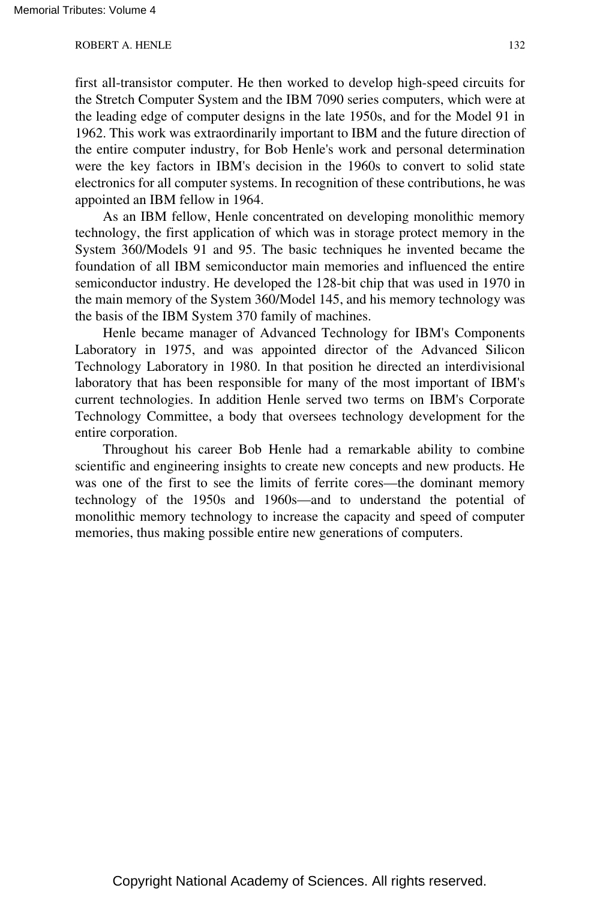first all-transistor computer. He then worked to develop high-speed circuits for the Stretch Computer System and the IBM 7090 series computers, which were at the leading edge of computer designs in the late 1950s, and for the Model 91 in 1962. This work was extraordinarily important to IBM and the future direction of the entire computer industry, for Bob Henle's work and personal determination were the key factors in IBM's decision in the 1960s to convert to solid state electronics for all computer systems. In recognition of these contributions, he was appointed an IBM fellow in 1964.

As an IBM fellow, Henle concentrated on developing monolithic memory technology, the first application of which was in storage protect memory in the System 360/Models 91 and 95. The basic techniques he invented became the foundation of all IBM semiconductor main memories and influenced the entire semiconductor industry. He developed the 128-bit chip that was used in 1970 in the main memory of the System 360/Model 145, and his memory technology was the basis of the IBM System 370 family of machines.

Henle became manager of Advanced Technology for IBM's Components Laboratory in 1975, and was appointed director of the Advanced Silicon Technology Laboratory in 1980. In that position he directed an interdivisional laboratory that has been responsible for many of the most important of IBM's current technologies. In addition Henle served two terms on IBM's Corporate Technology Committee, a body that oversees technology development for the entire corporation.

Throughout his career Bob Henle had a remarkable ability to combine scientific and engineering insights to create new concepts and new products. He was one of the first to see the limits of ferrite cores—the dominant memory technology of the 1950s and 1960s—and to understand the potential of monolithic memory technology to increase the capacity and speed of computer memories, thus making possible entire new generations of computers.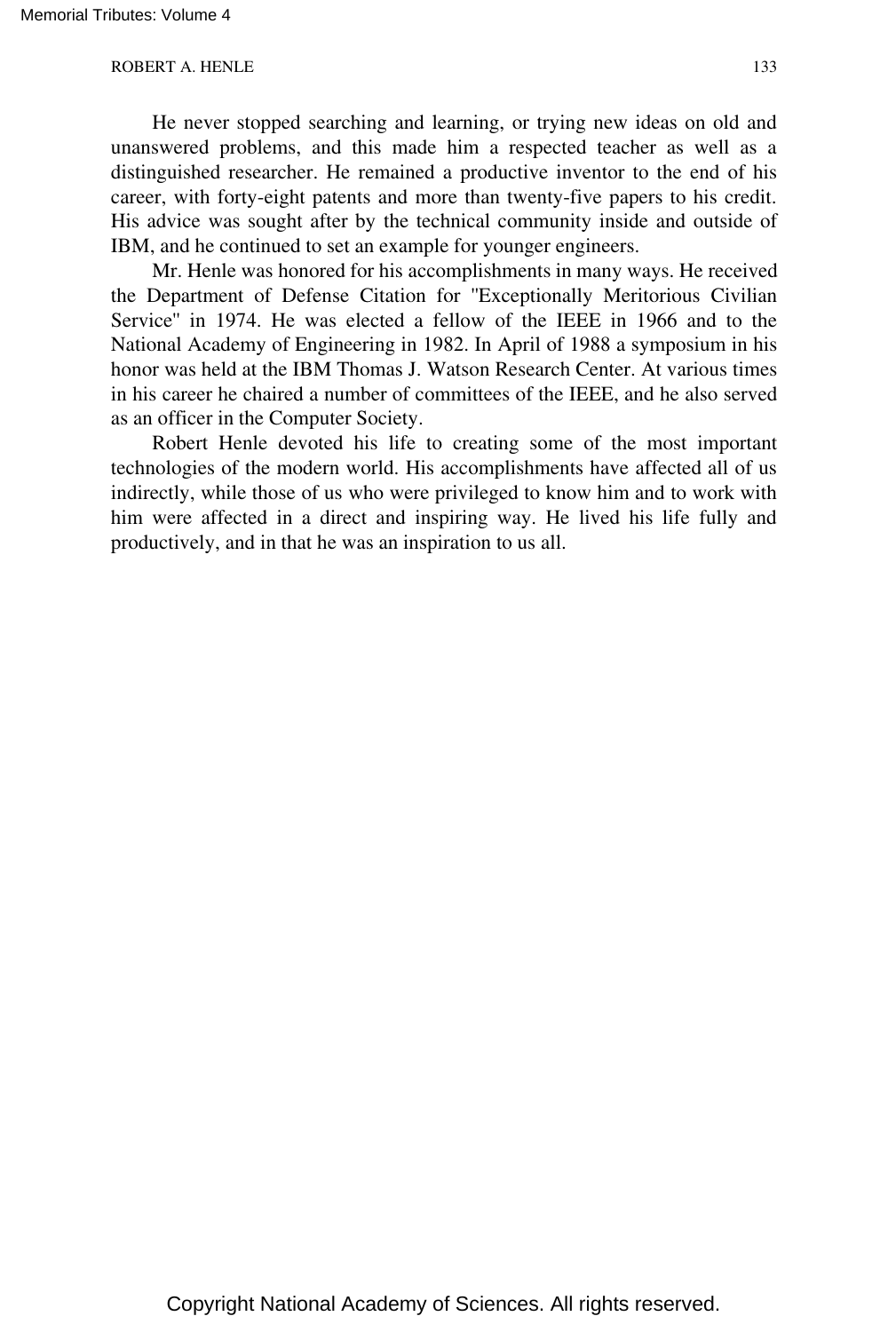He never stopped searching and learning, or trying new ideas on old and unanswered problems, and this made him a respected teacher as well as a distinguished researcher. He remained a productive inventor to the end of his career, with forty-eight patents and more than twenty-five papers to his credit. His advice was sought after by the technical community inside and outside of IBM, and he continued to set an example for younger engineers.

Mr. Henle was honored for his accomplishments in many ways. He received the Department of Defense Citation for "Exceptionally Meritorious Civilian Service" in 1974. He was elected a fellow of the IEEE in 1966 and to the National Academy of Engineering in 1982. In April of 1988 a symposium in his honor was held at the IBM Thomas J. Watson Research Center. At various times in his career he chaired a number of committees of the IEEE, and he also served as an officer in the Computer Society.

Robert Henle devoted his life to creating some of the most important technologies of the modern world. His accomplishments have affected all of us indirectly, while those of us who were privileged to know him and to work with him were affected in a direct and inspiring way. He lived his life fully and productively, and in that he was an inspiration to us all.